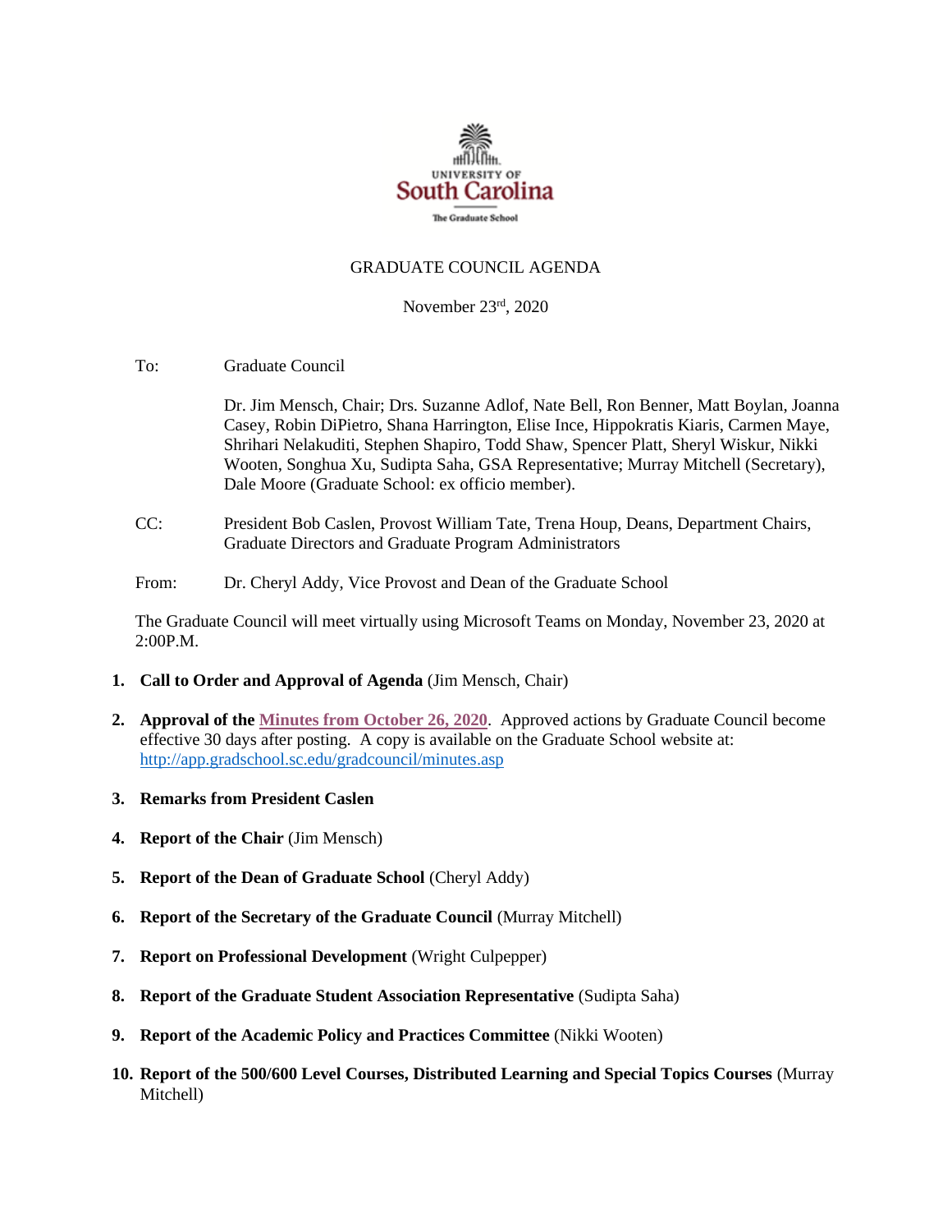UNIVERSITY OF

South Carolina

The Graduate School

# GRADUATE COUNCIL AGENDA

November 23rd, 2020

To: Graduate Council

Dr. Jim Mensch, Chair; Drs. Suzanne Adlof, Nate Bell, Ron Benner, Matt Boylan, Joanna Casey, Robin DiPietro, Shana Harrington, Elise Ince, Hippokratis Kiaris, Carmen Maye, Shrihari Nelakuditi, Stephen Shapiro, Todd Shaw, Spencer Platt, Sheryl Wiskur, Nikki Wooten, Songhua Xu, Sudipta Saha, GSA Representative; Murray Mitchell (Secretary), Dale Moore (Graduate School: ex officio member).

CC: President Bob Caslen, Provost William Tate, Trena Houp, Deans, Department Chairs, Graduate Directors and Graduate Program Administrators

From: Dr. Cheryl Addy, Vice Provost and Dean of the Graduate School

The Graduate Council will meet virtually using Microsoft Teams on Monday, November 23, 2020 at 2:00P.M.

1. **Call to Order and Approval of Agenda** (Jim Mensch, Chair)
2. **Approval of the Minutes from October 26, 2020**. Approved actions by Graduate Council become effective 30 days after posting. A copy is available on the Graduate School website at: http://app.gradschool.sc.edu/gradcouncil/minutes.asp
3. **Remarks from President Caslen**
4. **Report of the Chair** (Jim Mensch)
5. **Report of the Dean of Graduate School** (Cheryl Addy)
6. **Report of the Secretary of the Graduate Council** (Murray Mitchell)
7. **Report on Professional Development** (Wright Culpepper)
8. **Report of the Graduate Student Association Representative** (Sudipta Saha)
9. **Report of the Academic Policy and Practices Committee** (Nikki Wooten)
10. **Report of the 500/600 Level Courses, Distributed Learning and Special Topics Courses** (Murray Mitchell)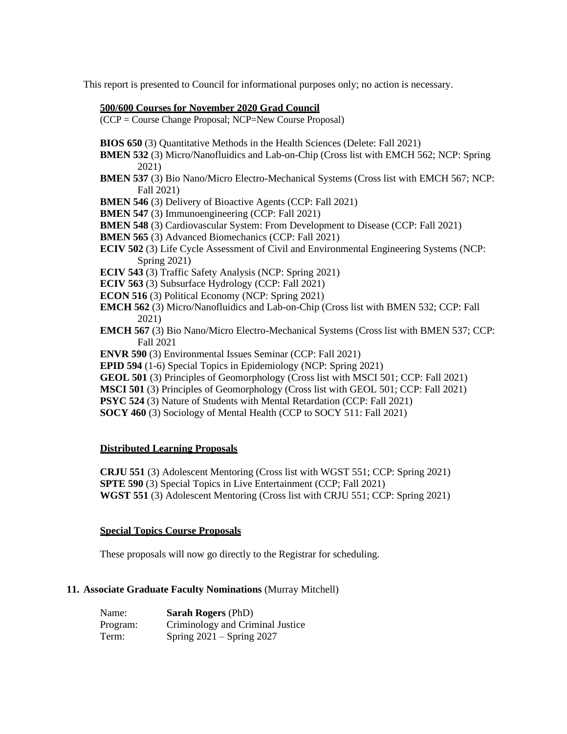This report is presented to Council for informational purposes only; no action is necessary.

**500/600 Courses for November 2020 Grad Council**

(CCP = Course Change Proposal; NCP=New Course Proposal)

**BIOS 650** (3) Quantitative Methods in the Health Sciences (Delete: Fall 2021)
**BMEN 532** (3) Micro/Nanofluidics and Lab-on-Chip (Cross list with EMCH 562; NCP: Spring 2021)
**BMEN 537** (3) Bio Nano/Micro Electro-Mechanical Systems (Cross list with EMCH 567; NCP: Fall 2021)
**BMEN 546** (3) Delivery of Bioactive Agents (CCP: Fall 2021)
**BMEN 547** (3) Immunoengineering (CCP: Fall 2021)
**BMEN 548** (3) Cardiovascular System: From Development to Disease (CCP: Fall 2021)
**BMEN 565** (3) Advanced Biomechanics (CCP: Fall 2021)
**ECIV 502** (3) Life Cycle Assessment of Civil and Environmental Engineering Systems (NCP: Spring 2021)
**ECIV 543** (3) Traffic Safety Analysis (NCP: Spring 2021)
**ECIV 563** (3) Subsurface Hydrology (CCP: Fall 2021)
**ECON 516** (3) Political Economy (NCP: Spring 2021)
**EMCH 562** (3) Micro/Nanofluidics and Lab-on-Chip (Cross list with BMEN 532; CCP: Fall 2021)
**EMCH 567** (3) Bio Nano/Micro Electro-Mechanical Systems (Cross list with BMEN 537; CCP: Fall 2021
**ENVR 590** (3) Environmental Issues Seminar (CCP: Fall 2021)
**EPID 594** (1-6) Special Topics in Epidemiology (NCP: Spring 2021)
**GEOL 501** (3) Principles of Geomorphology (Cross list with MSCI 501; CCP: Fall 2021)
**MSCI 501** (3) Principles of Geomorphology (Cross list with GEOL 501; CCP: Fall 2021)
**PSYC 524** (3) Nature of Students with Mental Retardation (CCP: Fall 2021)
**SOCY 460** (3) Sociology of Mental Health (CCP to SOCY 511: Fall 2021)

**Distributed Learning Proposals**

**CRJU 551** (3) Adolescent Mentoring (Cross list with WGST 551; CCP: Spring 2021)
**SPTE 590** (3) Special Topics in Live Entertainment (CCP; Fall 2021)
**WGST 551** (3) Adolescent Mentoring (Cross list with CRJU 551; CCP: Spring 2021)

**Special Topics Course Proposals**

These proposals will now go directly to the Registrar for scheduling.

## 11. Associate Graduate Faculty Nominations (Murray Mitchell)

Name: **Sarah Rogers** (PhD)
Program: Criminology and Criminal Justice
Term: Spring 2021 – Spring 2027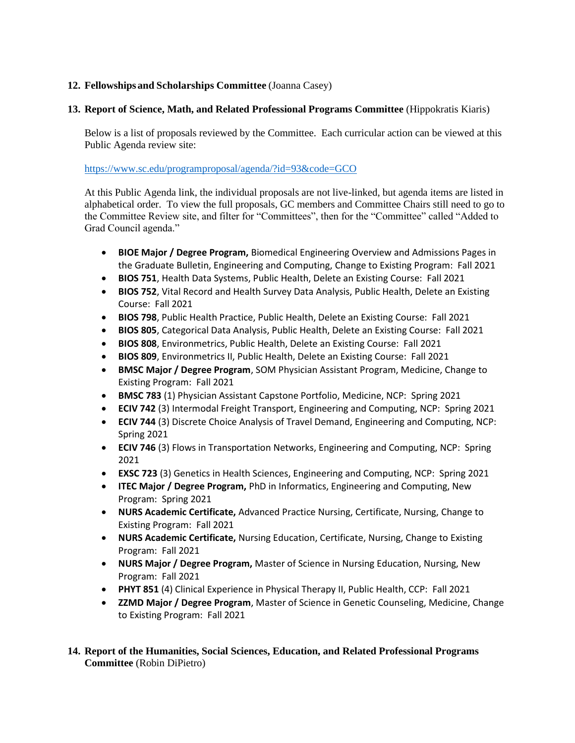**12. Fellowships and Scholarships Committee** (Joanna Casey)

**13. Report of Science, Math, and Related Professional Programs Committee** (Hippokratis Kiaris)

Below is a list of proposals reviewed by the Committee. Each curricular action can be viewed at this Public Agenda review site:

https://www.sc.edu/programproposal/agenda/?id=93&code=GCO

At this Public Agenda link, the individual proposals are not live-linked, but agenda items are listed in alphabetical order. To view the full proposals, GC members and Committee Chairs still need to go to the Committee Review site, and filter for "Committees", then for the "Committee" called "Added to Grad Council agenda."

- **BIOE Major / Degree Program,** Biomedical Engineering Overview and Admissions Pages in the Graduate Bulletin, Engineering and Computing, Change to Existing Program: Fall 2021
- **BIOS 751**, Health Data Systems, Public Health, Delete an Existing Course: Fall 2021
- **BIOS 752**, Vital Record and Health Survey Data Analysis, Public Health, Delete an Existing Course: Fall 2021
- **BIOS 798**, Public Health Practice, Public Health, Delete an Existing Course: Fall 2021
- **BIOS 805**, Categorical Data Analysis, Public Health, Delete an Existing Course: Fall 2021
- **BIOS 808**, Environmetrics, Public Health, Delete an Existing Course: Fall 2021
- **BIOS 809**, Environmetrics II, Public Health, Delete an Existing Course: Fall 2021
- **BMSC Major / Degree Program**, SOM Physician Assistant Program, Medicine, Change to Existing Program: Fall 2021
- **BMSC 783** (1) Physician Assistant Capstone Portfolio, Medicine, NCP: Spring 2021
- **ECIV 742** (3) Intermodal Freight Transport, Engineering and Computing, NCP: Spring 2021
- **ECIV 744** (3) Discrete Choice Analysis of Travel Demand, Engineering and Computing, NCP: Spring 2021
- **ECIV 746** (3) Flows in Transportation Networks, Engineering and Computing, NCP: Spring 2021
- **EXSC 723** (3) Genetics in Health Sciences, Engineering and Computing, NCP: Spring 2021
- **ITEC Major / Degree Program,** PhD in Informatics, Engineering and Computing, New Program: Spring 2021
- **NURS Academic Certificate,** Advanced Practice Nursing, Certificate, Nursing, Change to Existing Program: Fall 2021
- **NURS Academic Certificate,** Nursing Education, Certificate, Nursing, Change to Existing Program: Fall 2021
- **NURS Major / Degree Program,** Master of Science in Nursing Education, Nursing, New Program: Fall 2021
- **PHYT 851** (4) Clinical Experience in Physical Therapy II, Public Health, CCP: Fall 2021
- **ZZMD Major / Degree Program**, Master of Science in Genetic Counseling, Medicine, Change to Existing Program: Fall 2021

**14. Report of the Humanities, Social Sciences, Education, and Related Professional Programs Committee** (Robin DiPietro)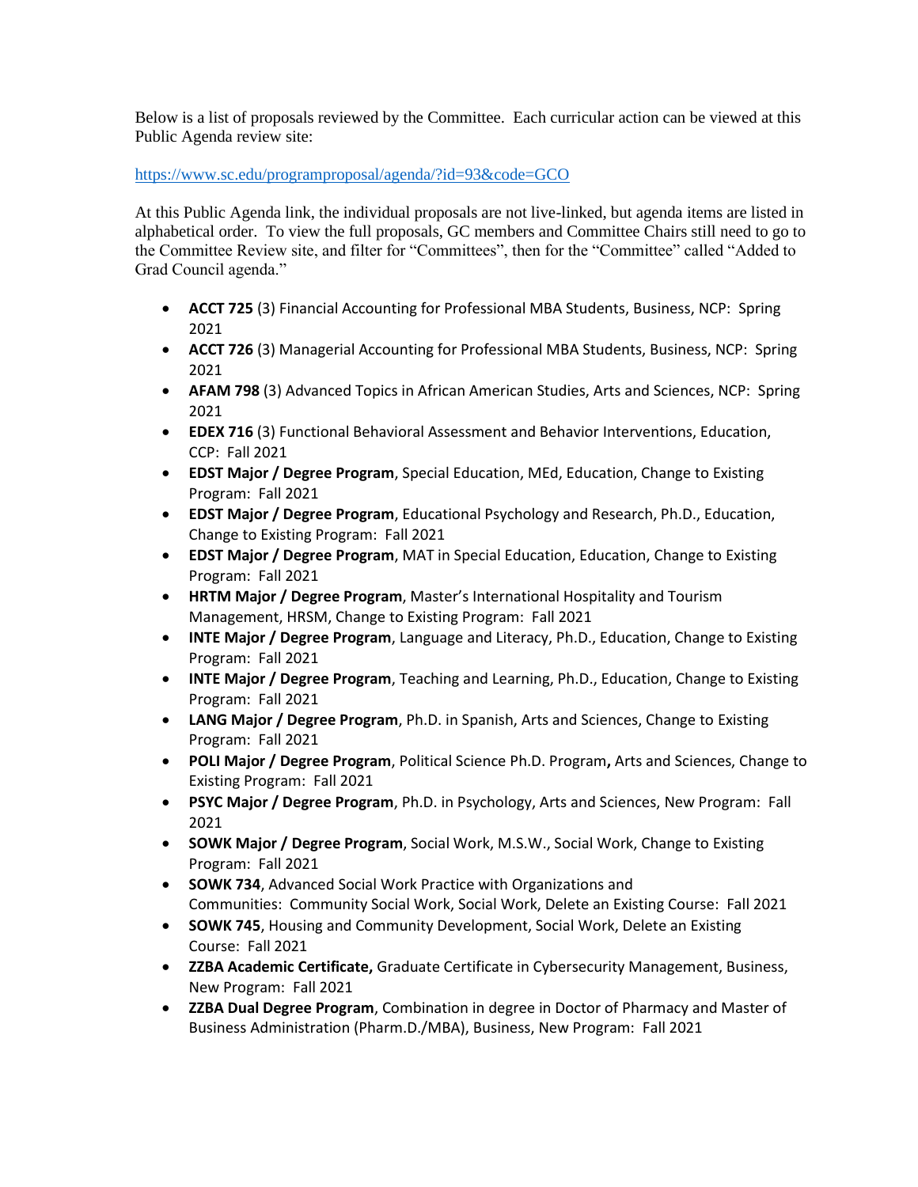Below is a list of proposals reviewed by the Committee. Each curricular action can be viewed at this Public Agenda review site:

https://www.sc.edu/programproposal/agenda/?id=93&code=GCO

At this Public Agenda link, the individual proposals are not live-linked, but agenda items are listed in alphabetical order. To view the full proposals, GC members and Committee Chairs still need to go to the Committee Review site, and filter for "Committees", then for the "Committee" called "Added to Grad Council agenda."

- **ACCT 725** (3) Financial Accounting for Professional MBA Students, Business, NCP: Spring 2021
- **ACCT 726** (3) Managerial Accounting for Professional MBA Students, Business, NCP: Spring 2021
- **AFAM 798** (3) Advanced Topics in African American Studies, Arts and Sciences, NCP: Spring 2021
- **EDEX 716** (3) Functional Behavioral Assessment and Behavior Interventions, Education, CCP: Fall 2021
- **EDST Major / Degree Program**, Special Education, MEd, Education, Change to Existing Program: Fall 2021
- **EDST Major / Degree Program**, Educational Psychology and Research, Ph.D., Education, Change to Existing Program: Fall 2021
- **EDST Major / Degree Program**, MAT in Special Education, Education, Change to Existing Program: Fall 2021
- **HRTM Major / Degree Program**, Master's International Hospitality and Tourism Management, HRSM, Change to Existing Program: Fall 2021
- **INTE Major / Degree Program**, Language and Literacy, Ph.D., Education, Change to Existing Program: Fall 2021
- **INTE Major / Degree Program**, Teaching and Learning, Ph.D., Education, Change to Existing Program: Fall 2021
- **LANG Major / Degree Program**, Ph.D. in Spanish, Arts and Sciences, Change to Existing Program: Fall 2021
- **POLI Major / Degree Program**, Political Science Ph.D. Program**,** Arts and Sciences, Change to Existing Program: Fall 2021
- **PSYC Major / Degree Program**, Ph.D. in Psychology, Arts and Sciences, New Program: Fall 2021
- **SOWK Major / Degree Program**, Social Work, M.S.W., Social Work, Change to Existing Program: Fall 2021
- **SOWK 734**, Advanced Social Work Practice with Organizations and Communities: Community Social Work, Social Work, Delete an Existing Course: Fall 2021
- **SOWK 745**, Housing and Community Development, Social Work, Delete an Existing Course: Fall 2021
- **ZZBA Academic Certificate,** Graduate Certificate in Cybersecurity Management, Business, New Program: Fall 2021
- **ZZBA Dual Degree Program**, Combination in degree in Doctor of Pharmacy and Master of Business Administration (Pharm.D./MBA), Business, New Program: Fall 2021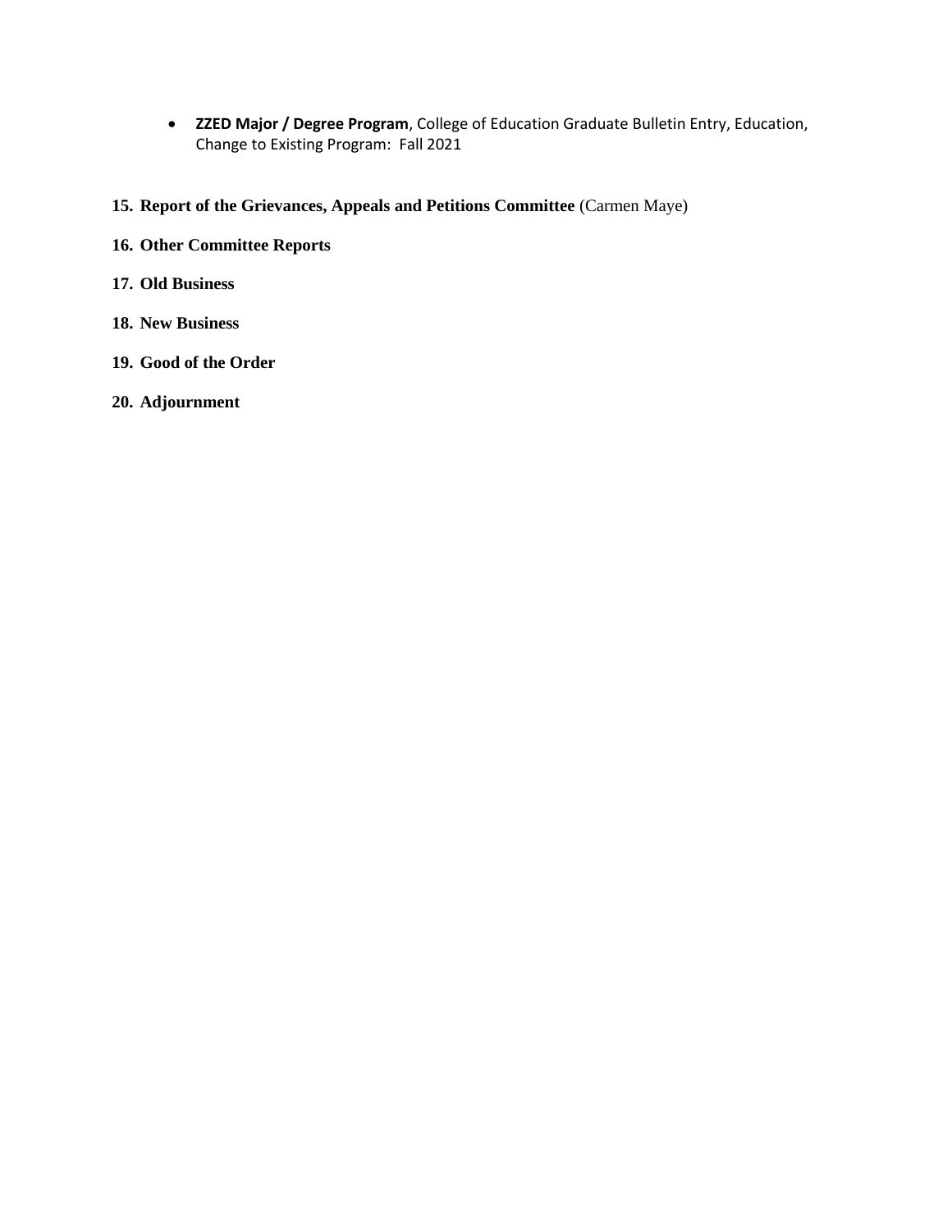- **ZZED Major / Degree Program**, College of Education Graduate Bulletin Entry, Education, Change to Existing Program: Fall 2021

15. **Report of the Grievances, Appeals and Petitions Committee** (Carmen Maye)

16. **Other Committee Reports**

17. **Old Business**

18. **New Business**

19. **Good of the Order**

20. **Adjournment**